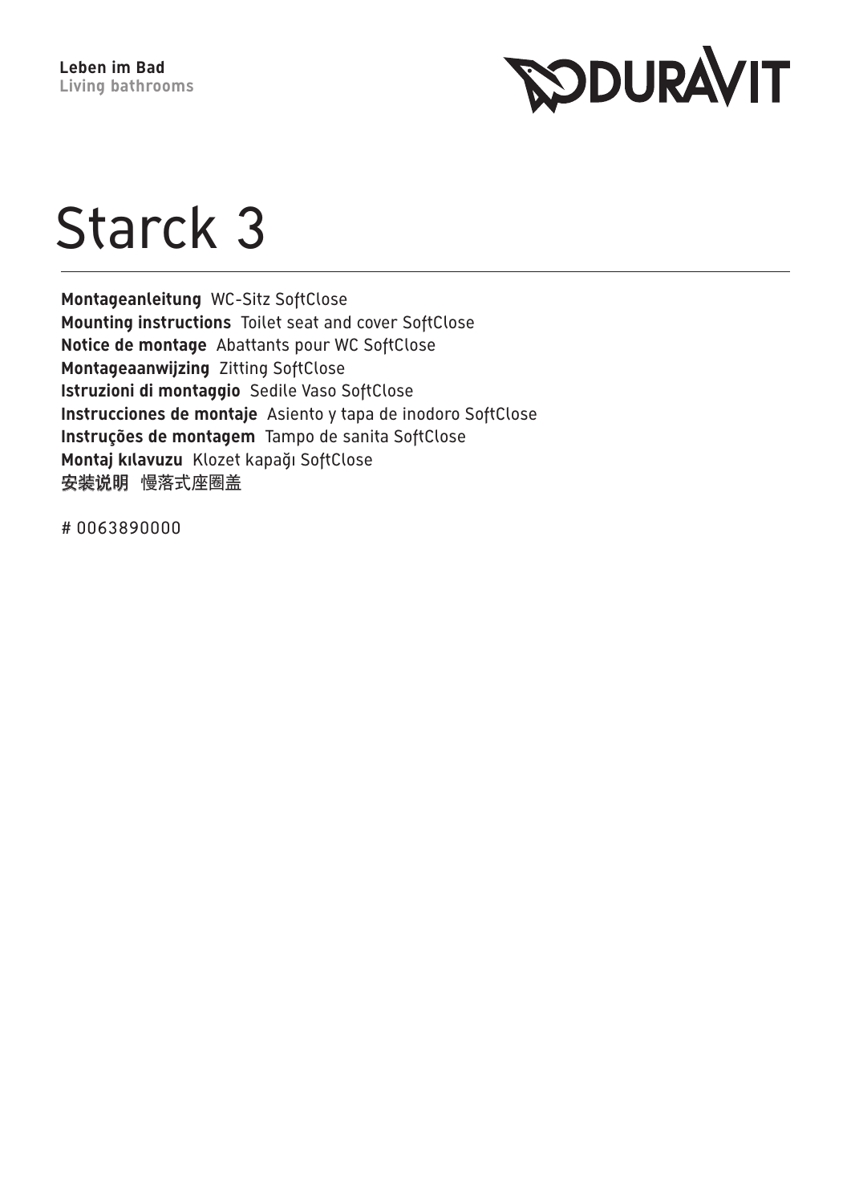**Leben im Bad**
**Living bathrooms**

DURAVIT

# Starck 3

**Montageanleitung** WC-Sitz SoftClose
**Mounting instructions** Toilet seat and cover SoftClose
**Notice de montage** Abattants pour WC SoftClose
**Montageaanwijzing** Zitting SoftClose
**Istruzioni di montaggio** Sedile Vaso SoftClose
**Instrucciones de montaje** Asiento y tapa de inodoro SoftClose
**Instruções de montagem** Tampo de sanita SoftClose
**Montaj kılavuzu** Klozet kapağı SoftClose
**安装说明** 慢落式座圈盖

# 0063890000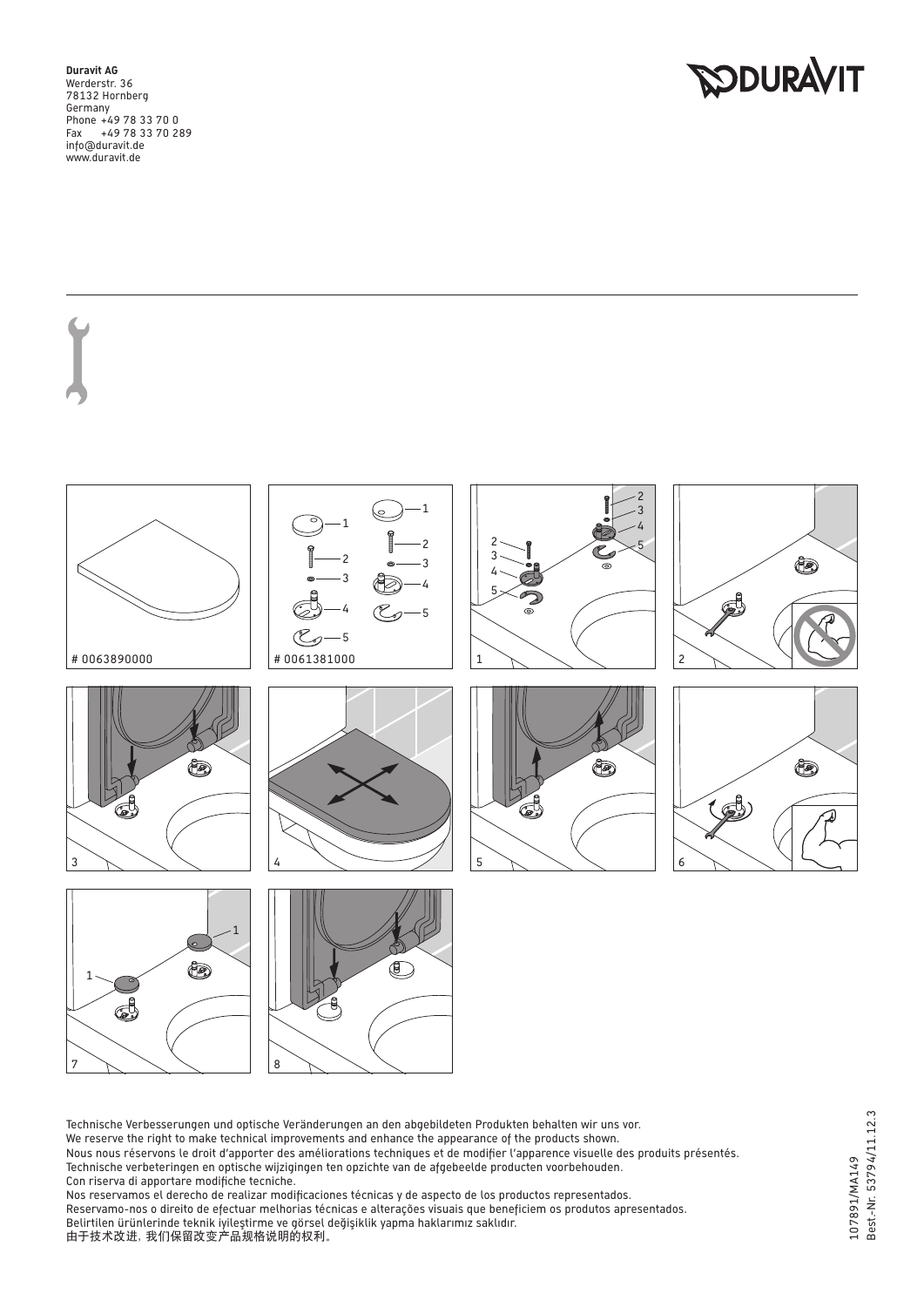**Duravit AG**
Werderstr. 36
78132 Hornberg
Germany
Phone +49 78 33 70 0
Fax +49 78 33 70 289
info@duravit.de
www.duravit.de

DURAVIT

1
2
3
4
5
# 0063890000

1
2
3
4
5
# 0061381000

2
3
4
5
1

2

3

4

5

6

1
1
7

8

Technische Verbesserungen und optische Veränderungen an den abgebildeten Produkten behalten wir uns vor.
We reserve the right to make technical improvements and enhance the appearance of the products shown.
Nous nous réservons le droit d'apporter des améliorations techniques et de modifier l'apparence visuelle des produits présentés.
Technische verbeteringen en optische wijzigingen ten opzichte van de afgebeelde producten voorbehouden.
Con riserva di apportare modifiche tecniche.
Nos reservamos el derecho de realizar modificaciones técnicas y de aspecto de los productos representados.
Reservamo-nos o direito de efectuar melhorias técnicas e alterações visuais que beneficiem os produtos apresentados.
Belirtilen ürünlerinde teknik iyileştirme ve görsel değişiklik yapma haklarımız saklıdır.
由于技术改进，我们保留改变产品规格说明的权利。

107891/MA149
Best.-Nr. 53794/11.12.3